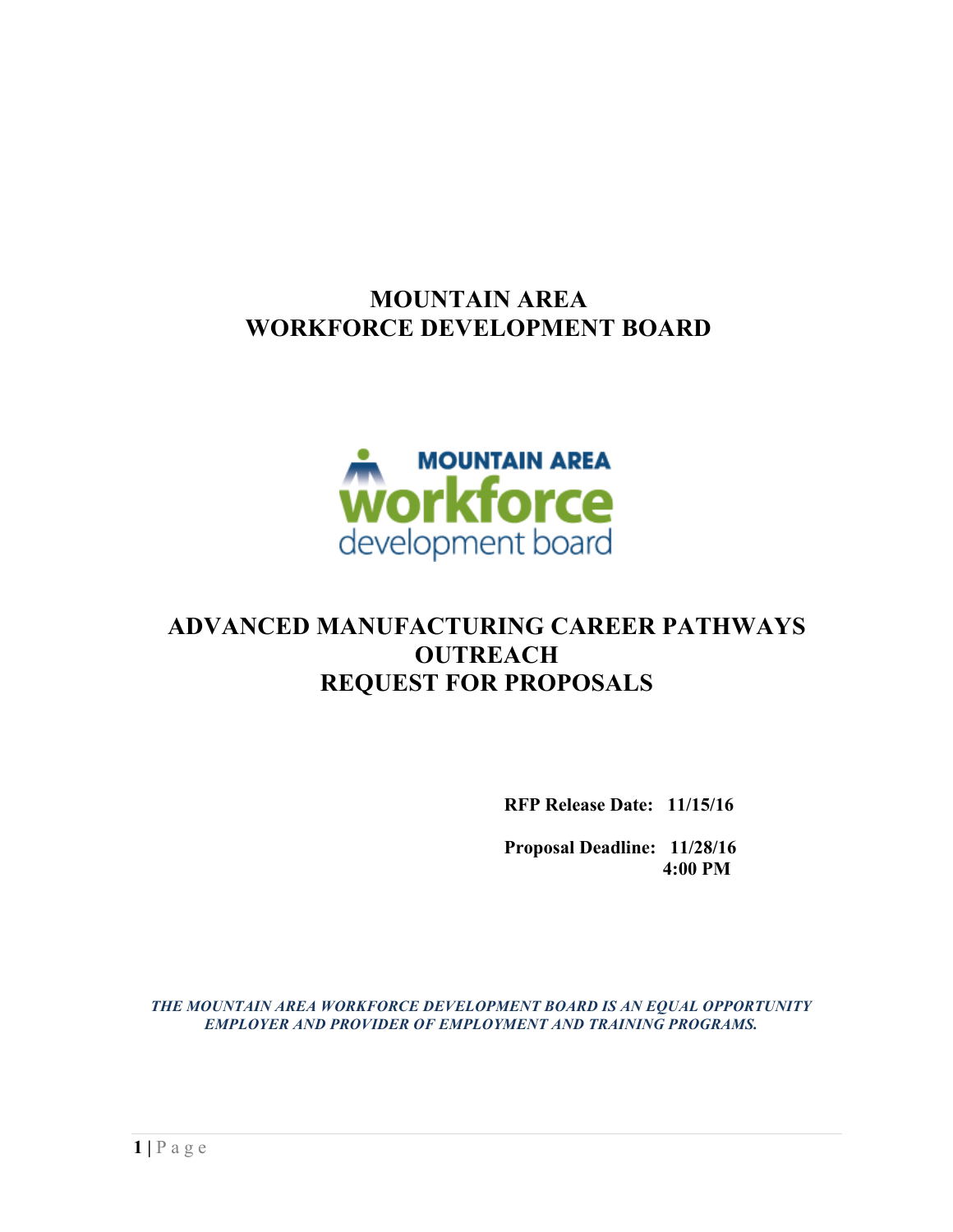# MOUNTAIN AREA WORKFORCE DEVELOPMENT BOARD

MOUNTAIN AREA
workforce
development board

# ADVANCED MANUFACTURING CAREER PATHWAYS OUTREACH REQUEST FOR PROPOSALS

**RFP Release Date: 11/15/16**

**Proposal Deadline: 11/28/16 4:00 PM**

***THE MOUNTAIN AREA WORKFORCE DEVELOPMENT BOARD IS AN EQUAL OPPORTUNITY EMPLOYER AND PROVIDER OF EMPLOYMENT AND TRAINING PROGRAMS.***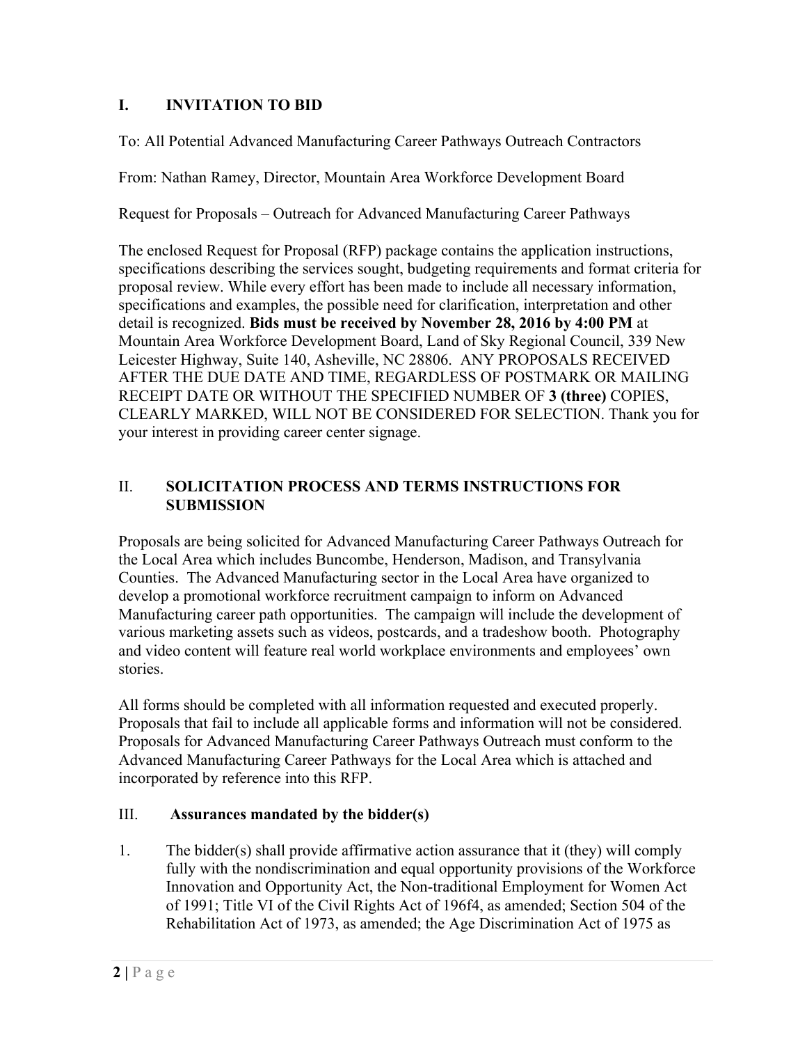## I. INVITATION TO BID

To: All Potential Advanced Manufacturing Career Pathways Outreach Contractors

From: Nathan Ramey, Director, Mountain Area Workforce Development Board

Request for Proposals – Outreach for Advanced Manufacturing Career Pathways

The enclosed Request for Proposal (RFP) package contains the application instructions, specifications describing the services sought, budgeting requirements and format criteria for proposal review. While every effort has been made to include all necessary information, specifications and examples, the possible need for clarification, interpretation and other detail is recognized. **Bids must be received by November 28, 2016 by 4:00 PM** at Mountain Area Workforce Development Board, Land of Sky Regional Council, 339 New Leicester Highway, Suite 140, Asheville, NC 28806. ANY PROPOSALS RECEIVED AFTER THE DUE DATE AND TIME, REGARDLESS OF POSTMARK OR MAILING RECEIPT DATE OR WITHOUT THE SPECIFIED NUMBER OF **3 (three)** COPIES, CLEARLY MARKED, WILL NOT BE CONSIDERED FOR SELECTION. Thank you for your interest in providing career center signage.

## II. SOLICITATION PROCESS AND TERMS INSTRUCTIONS FOR SUBMISSION

Proposals are being solicited for Advanced Manufacturing Career Pathways Outreach for the Local Area which includes Buncombe, Henderson, Madison, and Transylvania Counties. The Advanced Manufacturing sector in the Local Area have organized to develop a promotional workforce recruitment campaign to inform on Advanced Manufacturing career path opportunities. The campaign will include the development of various marketing assets such as videos, postcards, and a tradeshow booth. Photography and video content will feature real world workplace environments and employees' own stories.

All forms should be completed with all information requested and executed properly. Proposals that fail to include all applicable forms and information will not be considered. Proposals for Advanced Manufacturing Career Pathways Outreach must conform to the Advanced Manufacturing Career Pathways for the Local Area which is attached and incorporated by reference into this RFP.

## III. Assurances mandated by the bidder(s)

1. The bidder(s) shall provide affirmative action assurance that it (they) will comply fully with the nondiscrimination and equal opportunity provisions of the Workforce Innovation and Opportunity Act, the Non-traditional Employment for Women Act of 1991; Title VI of the Civil Rights Act of 196f4, as amended; Section 504 of the Rehabilitation Act of 1973, as amended; the Age Discrimination Act of 1975 as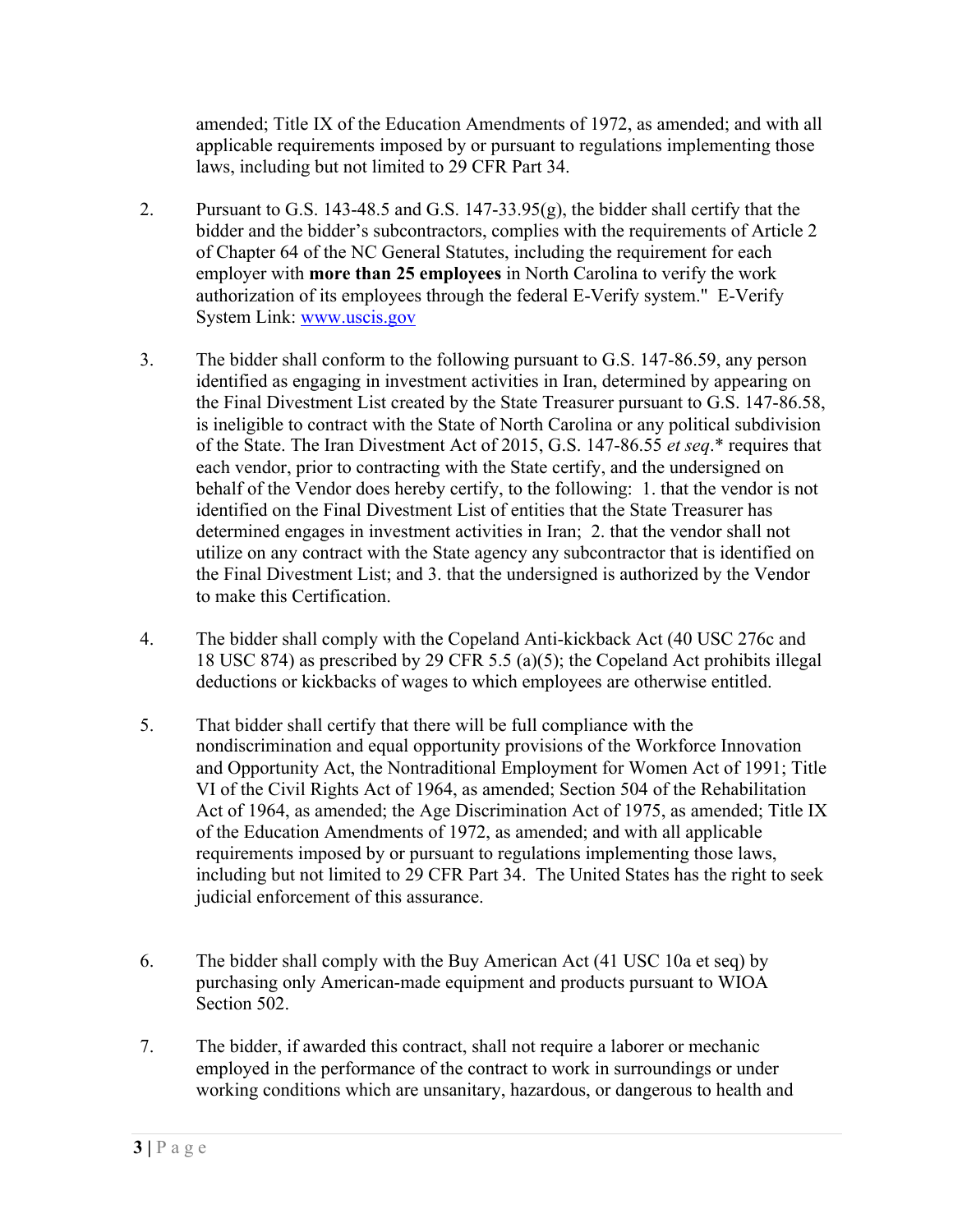amended; Title IX of the Education Amendments of 1972, as amended; and with all applicable requirements imposed by or pursuant to regulations implementing those laws, including but not limited to 29 CFR Part 34.

2. Pursuant to G.S. 143-48.5 and G.S. 147-33.95(g), the bidder shall certify that the bidder and the bidder's subcontractors, complies with the requirements of Article 2 of Chapter 64 of the NC General Statutes, including the requirement for each employer with **more than 25 employees** in North Carolina to verify the work authorization of its employees through the federal E-Verify system." E-Verify System Link: [www.uscis.gov](www.uscis.gov)

3. The bidder shall conform to the following pursuant to G.S. 147-86.59, any person identified as engaging in investment activities in Iran, determined by appearing on the Final Divestment List created by the State Treasurer pursuant to G.S. 147-86.58, is ineligible to contract with the State of North Carolina or any political subdivision of the State. The Iran Divestment Act of 2015, G.S. 147-86.55 *et seq*.* requires that each vendor, prior to contracting with the State certify, and the undersigned on behalf of the Vendor does hereby certify, to the following: 1. that the vendor is not identified on the Final Divestment List of entities that the State Treasurer has determined engages in investment activities in Iran; 2. that the vendor shall not utilize on any contract with the State agency any subcontractor that is identified on the Final Divestment List; and 3. that the undersigned is authorized by the Vendor to make this Certification.

4. The bidder shall comply with the Copeland Anti-kickback Act (40 USC 276c and 18 USC 874) as prescribed by 29 CFR 5.5 (a)(5); the Copeland Act prohibits illegal deductions or kickbacks of wages to which employees are otherwise entitled.

5. That bidder shall certify that there will be full compliance with the nondiscrimination and equal opportunity provisions of the Workforce Innovation and Opportunity Act, the Nontraditional Employment for Women Act of 1991; Title VI of the Civil Rights Act of 1964, as amended; Section 504 of the Rehabilitation Act of 1964, as amended; the Age Discrimination Act of 1975, as amended; Title IX of the Education Amendments of 1972, as amended; and with all applicable requirements imposed by or pursuant to regulations implementing those laws, including but not limited to 29 CFR Part 34. The United States has the right to seek judicial enforcement of this assurance.

6. The bidder shall comply with the Buy American Act (41 USC 10a et seq) by purchasing only American-made equipment and products pursuant to WIOA Section 502.

7. The bidder, if awarded this contract, shall not require a laborer or mechanic employed in the performance of the contract to work in surroundings or under working conditions which are unsanitary, hazardous, or dangerous to health and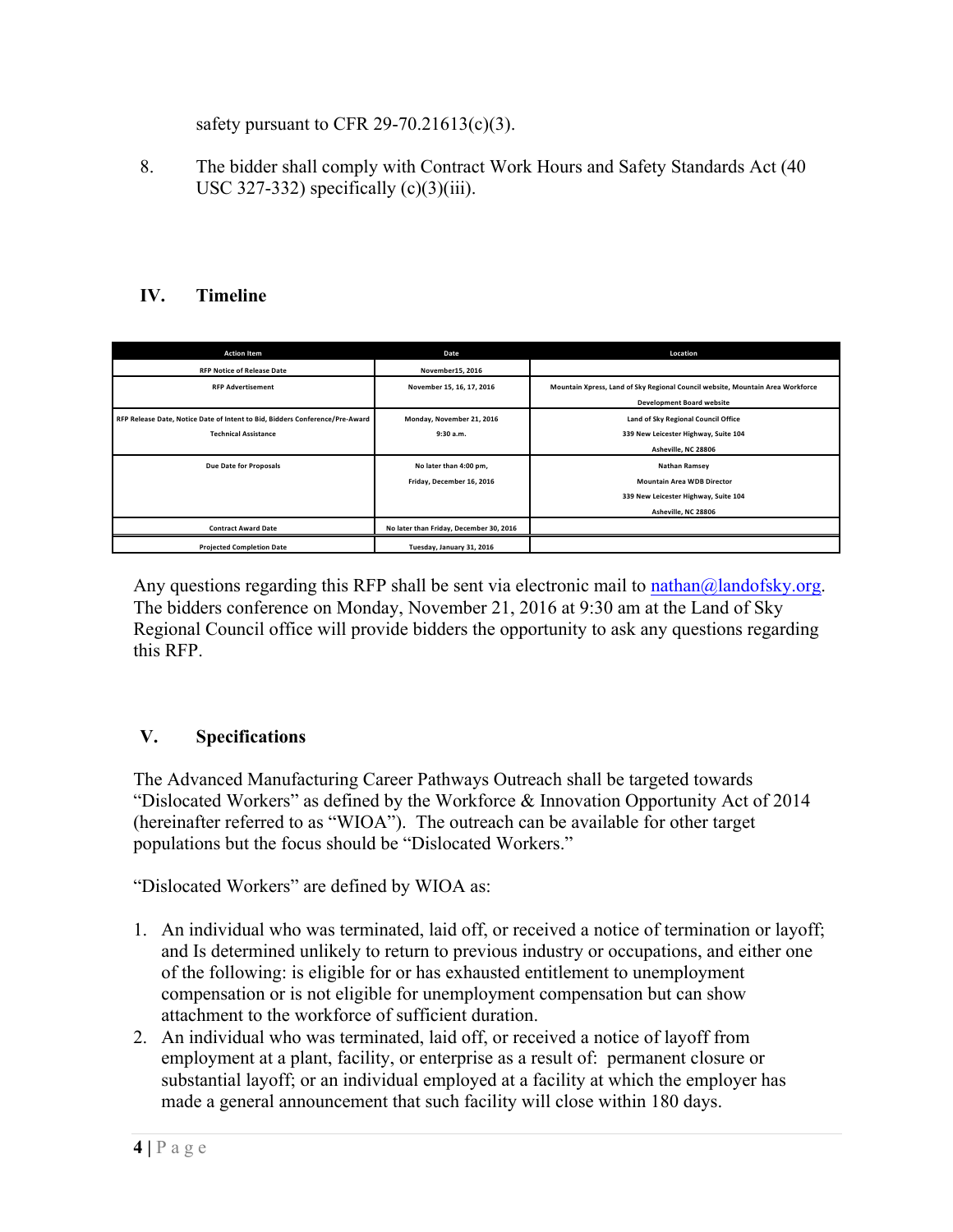safety pursuant to CFR 29-70.21613(c)(3).

8. The bidder shall comply with Contract Work Hours and Safety Standards Act (40 USC 327-332) specifically (c)(3)(iii).

## IV. Timeline

| Action Item | Date | Location |
|---|---|---|
| RFP Notice of Release Date | November15, 2016 | |
| RFP Advertisement | November 15, 16, 17, 2016 | Mountain Xpress, Land of Sky Regional Council website, Mountain Area Workforce Development Board website |
| RFP Release Date, Notice Date of Intent to Bid, Bidders Conference/Pre-Award Technical Assistance | Monday, November 21, 2016 9:30 a.m. | Land of Sky Regional Council Office 339 New Leicester Highway, Suite 104 Asheville, NC 28806 |
| Due Date for Proposals | No later than 4:00 pm, Friday, December 16, 2016 | Nathan Ramsey Mountain Area WDB Director 339 New Leicester Highway, Suite 104 Asheville, NC 28806 |
| Contract Award Date | No later than Friday, December 30, 2016 | |
| Projected Completion Date | Tuesday, January 31, 2016 | |

Any questions regarding this RFP shall be sent via electronic mail to nathan@landofsky.org. The bidders conference on Monday, November 21, 2016 at 9:30 am at the Land of Sky Regional Council office will provide bidders the opportunity to ask any questions regarding this RFP.

## V. Specifications

The Advanced Manufacturing Career Pathways Outreach shall be targeted towards "Dislocated Workers" as defined by the Workforce & Innovation Opportunity Act of 2014 (hereinafter referred to as "WIOA"). The outreach can be available for other target populations but the focus should be "Dislocated Workers."

"Dislocated Workers" are defined by WIOA as:

1. An individual who was terminated, laid off, or received a notice of termination or layoff; and Is determined unlikely to return to previous industry or occupations, and either one of the following: is eligible for or has exhausted entitlement to unemployment compensation or is not eligible for unemployment compensation but can show attachment to the workforce of sufficient duration.
2. An individual who was terminated, laid off, or received a notice of layoff from employment at a plant, facility, or enterprise as a result of: permanent closure or substantial layoff; or an individual employed at a facility at which the employer has made a general announcement that such facility will close within 180 days.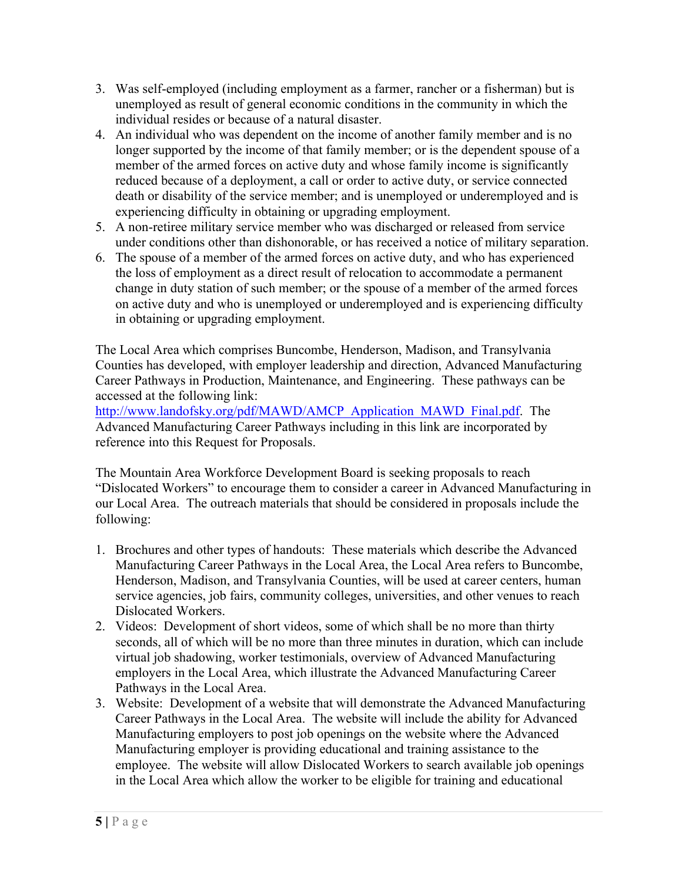3. Was self-employed (including employment as a farmer, rancher or a fisherman) but is unemployed as result of general economic conditions in the community in which the individual resides or because of a natural disaster.
4. An individual who was dependent on the income of another family member and is no longer supported by the income of that family member; or is the dependent spouse of a member of the armed forces on active duty and whose family income is significantly reduced because of a deployment, a call or order to active duty, or service connected death or disability of the service member; and is unemployed or underemployed and is experiencing difficulty in obtaining or upgrading employment.
5. A non-retiree military service member who was discharged or released from service under conditions other than dishonorable, or has received a notice of military separation.
6. The spouse of a member of the armed forces on active duty, and who has experienced the loss of employment as a direct result of relocation to accommodate a permanent change in duty station of such member; or the spouse of a member of the armed forces on active duty and who is unemployed or underemployed and is experiencing difficulty in obtaining or upgrading employment.

The Local Area which comprises Buncombe, Henderson, Madison, and Transylvania Counties has developed, with employer leadership and direction, Advanced Manufacturing Career Pathways in Production, Maintenance, and Engineering. These pathways can be accessed at the following link: http://www.landofsky.org/pdf/MAWD/AMCP_Application_MAWD_Final.pdf. The Advanced Manufacturing Career Pathways including in this link are incorporated by reference into this Request for Proposals.

The Mountain Area Workforce Development Board is seeking proposals to reach "Dislocated Workers" to encourage them to consider a career in Advanced Manufacturing in our Local Area. The outreach materials that should be considered in proposals include the following:

1. Brochures and other types of handouts: These materials which describe the Advanced Manufacturing Career Pathways in the Local Area, the Local Area refers to Buncombe, Henderson, Madison, and Transylvania Counties, will be used at career centers, human service agencies, job fairs, community colleges, universities, and other venues to reach Dislocated Workers.
2. Videos: Development of short videos, some of which shall be no more than thirty seconds, all of which will be no more than three minutes in duration, which can include virtual job shadowing, worker testimonials, overview of Advanced Manufacturing employers in the Local Area, which illustrate the Advanced Manufacturing Career Pathways in the Local Area.
3. Website: Development of a website that will demonstrate the Advanced Manufacturing Career Pathways in the Local Area. The website will include the ability for Advanced Manufacturing employers to post job openings on the website where the Advanced Manufacturing employer is providing educational and training assistance to the employee. The website will allow Dislocated Workers to search available job openings in the Local Area which allow the worker to be eligible for training and educational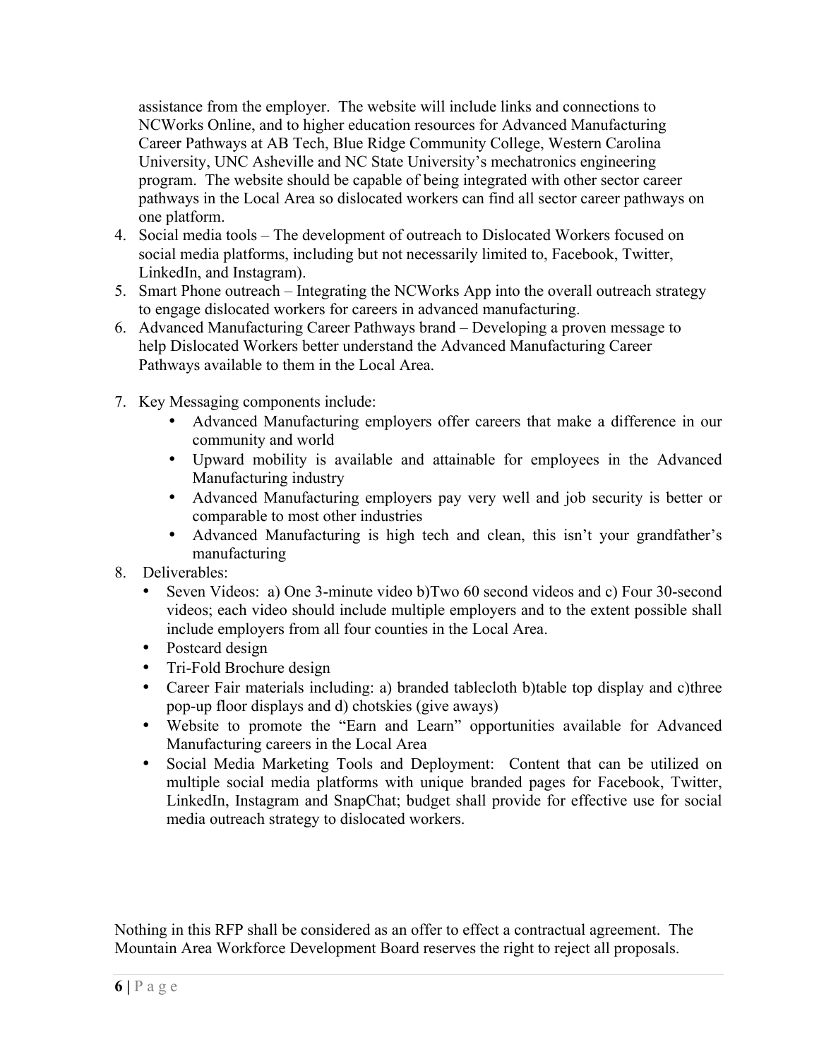assistance from the employer. The website will include links and connections to NCWorks Online, and to higher education resources for Advanced Manufacturing Career Pathways at AB Tech, Blue Ridge Community College, Western Carolina University, UNC Asheville and NC State University's mechatronics engineering program. The website should be capable of being integrated with other sector career pathways in the Local Area so dislocated workers can find all sector career pathways on one platform.

4. Social media tools – The development of outreach to Dislocated Workers focused on social media platforms, including but not necessarily limited to, Facebook, Twitter, LinkedIn, and Instagram).
5. Smart Phone outreach – Integrating the NCWorks App into the overall outreach strategy to engage dislocated workers for careers in advanced manufacturing.
6. Advanced Manufacturing Career Pathways brand – Developing a proven message to help Dislocated Workers better understand the Advanced Manufacturing Career Pathways available to them in the Local Area.

7. Key Messaging components include:
   - Advanced Manufacturing employers offer careers that make a difference in our community and world
   - Upward mobility is available and attainable for employees in the Advanced Manufacturing industry
   - Advanced Manufacturing employers pay very well and job security is better or comparable to most other industries
   - Advanced Manufacturing is high tech and clean, this isn't your grandfather's manufacturing
8. Deliverables:
   - Seven Videos: a) One 3-minute video b)Two 60 second videos and c) Four 30-second videos; each video should include multiple employers and to the extent possible shall include employers from all four counties in the Local Area.
   - Postcard design
   - Tri-Fold Brochure design
   - Career Fair materials including: a) branded tablecloth b)table top display and c)three pop-up floor displays and d) chotskies (give aways)
   - Website to promote the "Earn and Learn" opportunities available for Advanced Manufacturing careers in the Local Area
   - Social Media Marketing Tools and Deployment: Content that can be utilized on multiple social media platforms with unique branded pages for Facebook, Twitter, LinkedIn, Instagram and SnapChat; budget shall provide for effective use for social media outreach strategy to dislocated workers.

Nothing in this RFP shall be considered as an offer to effect a contractual agreement. The Mountain Area Workforce Development Board reserves the right to reject all proposals.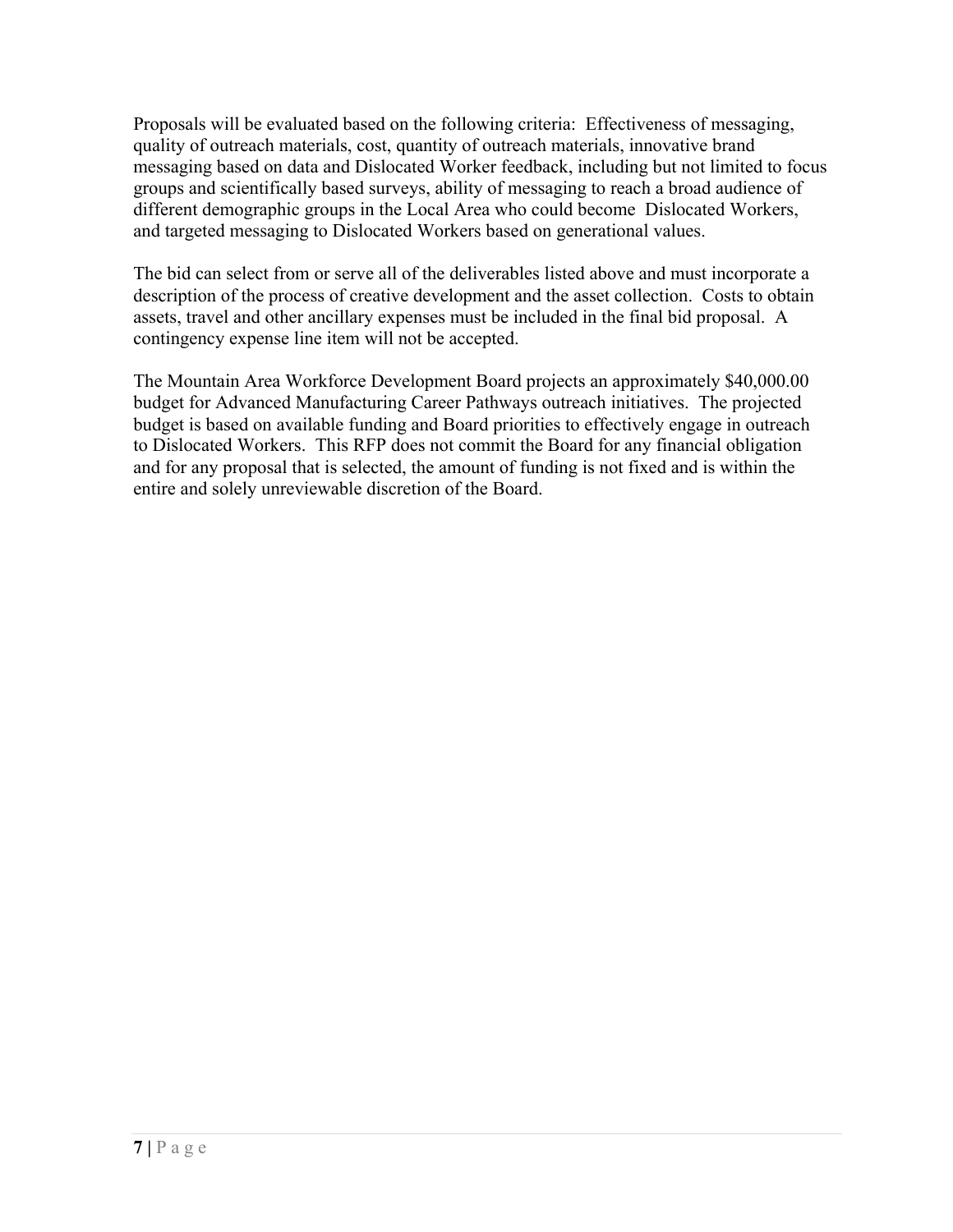Proposals will be evaluated based on the following criteria: Effectiveness of messaging, quality of outreach materials, cost, quantity of outreach materials, innovative brand messaging based on data and Dislocated Worker feedback, including but not limited to focus groups and scientifically based surveys, ability of messaging to reach a broad audience of different demographic groups in the Local Area who could become Dislocated Workers, and targeted messaging to Dislocated Workers based on generational values.

The bid can select from or serve all of the deliverables listed above and must incorporate a description of the process of creative development and the asset collection. Costs to obtain assets, travel and other ancillary expenses must be included in the final bid proposal. A contingency expense line item will not be accepted.

The Mountain Area Workforce Development Board projects an approximately $40,000.00 budget for Advanced Manufacturing Career Pathways outreach initiatives. The projected budget is based on available funding and Board priorities to effectively engage in outreach to Dislocated Workers. This RFP does not commit the Board for any financial obligation and for any proposal that is selected, the amount of funding is not fixed and is within the entire and solely unreviewable discretion of the Board.